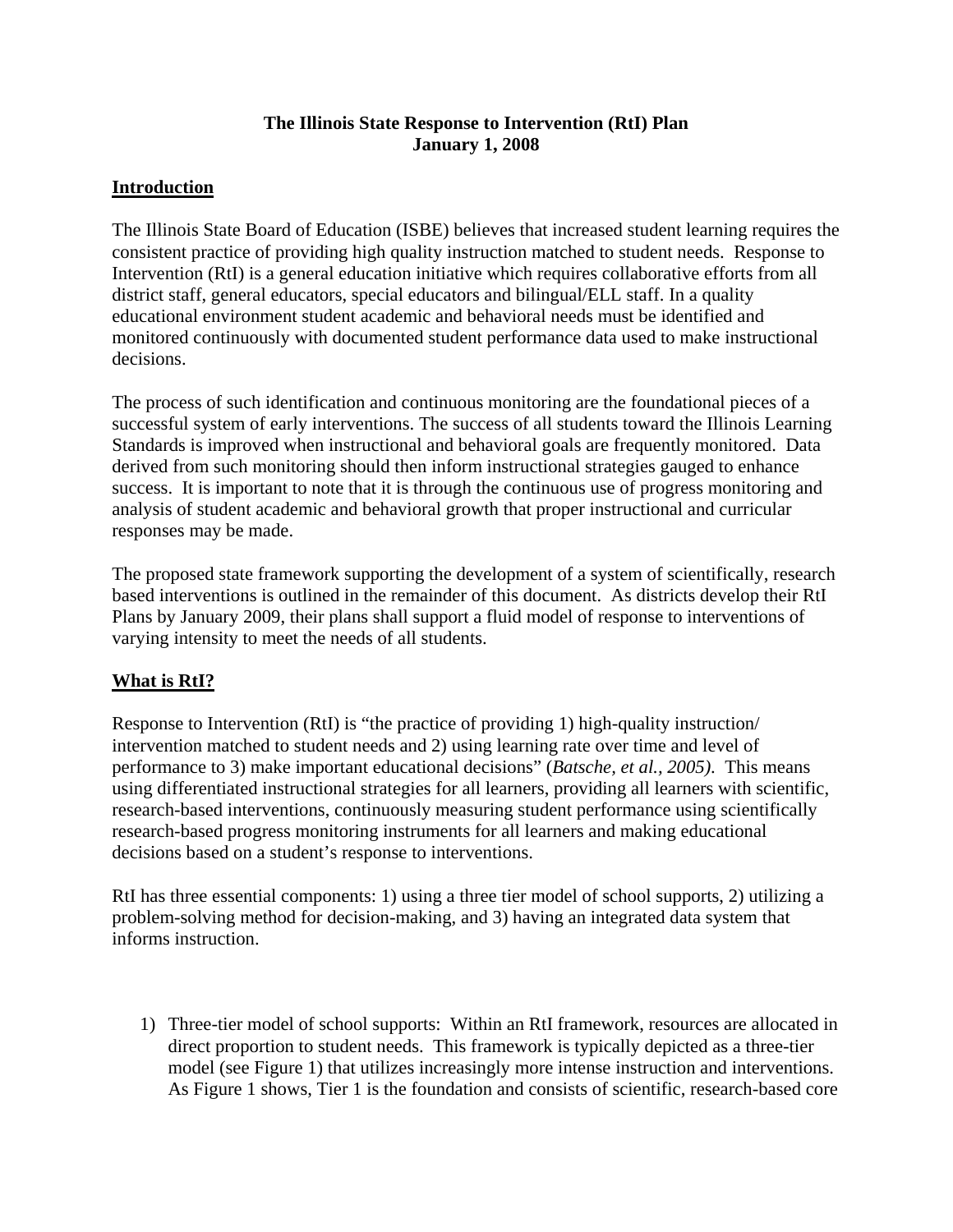# The Illinois State Response to Intervention (RtI) Plan
# January 1, 2008

## Introduction

The Illinois State Board of Education (ISBE) believes that increased student learning requires the consistent practice of providing high quality instruction matched to student needs. Response to Intervention (RtI) is a general education initiative which requires collaborative efforts from all district staff, general educators, special educators and bilingual/ELL staff. In a quality educational environment student academic and behavioral needs must be identified and monitored continuously with documented student performance data used to make instructional decisions.

The process of such identification and continuous monitoring are the foundational pieces of a successful system of early interventions. The success of all students toward the Illinois Learning Standards is improved when instructional and behavioral goals are frequently monitored. Data derived from such monitoring should then inform instructional strategies gauged to enhance success. It is important to note that it is through the continuous use of progress monitoring and analysis of student academic and behavioral growth that proper instructional and curricular responses may be made.

The proposed state framework supporting the development of a system of scientifically, research based interventions is outlined in the remainder of this document. As districts develop their RtI Plans by January 2009, their plans shall support a fluid model of response to interventions of varying intensity to meet the needs of all students.

## What is RtI?

Response to Intervention (RtI) is "the practice of providing 1) high-quality instruction/ intervention matched to student needs and 2) using learning rate over time and level of performance to 3) make important educational decisions" (*Batsche, et al., 2005)*. This means using differentiated instructional strategies for all learners, providing all learners with scientific, research-based interventions, continuously measuring student performance using scientifically research-based progress monitoring instruments for all learners and making educational decisions based on a student's response to interventions.

RtI has three essential components: 1) using a three tier model of school supports, 2) utilizing a problem-solving method for decision-making, and 3) having an integrated data system that informs instruction.

1) Three-tier model of school supports: Within an RtI framework, resources are allocated in direct proportion to student needs. This framework is typically depicted as a three-tier model (see Figure 1) that utilizes increasingly more intense instruction and interventions. As Figure 1 shows, Tier 1 is the foundation and consists of scientific, research-based core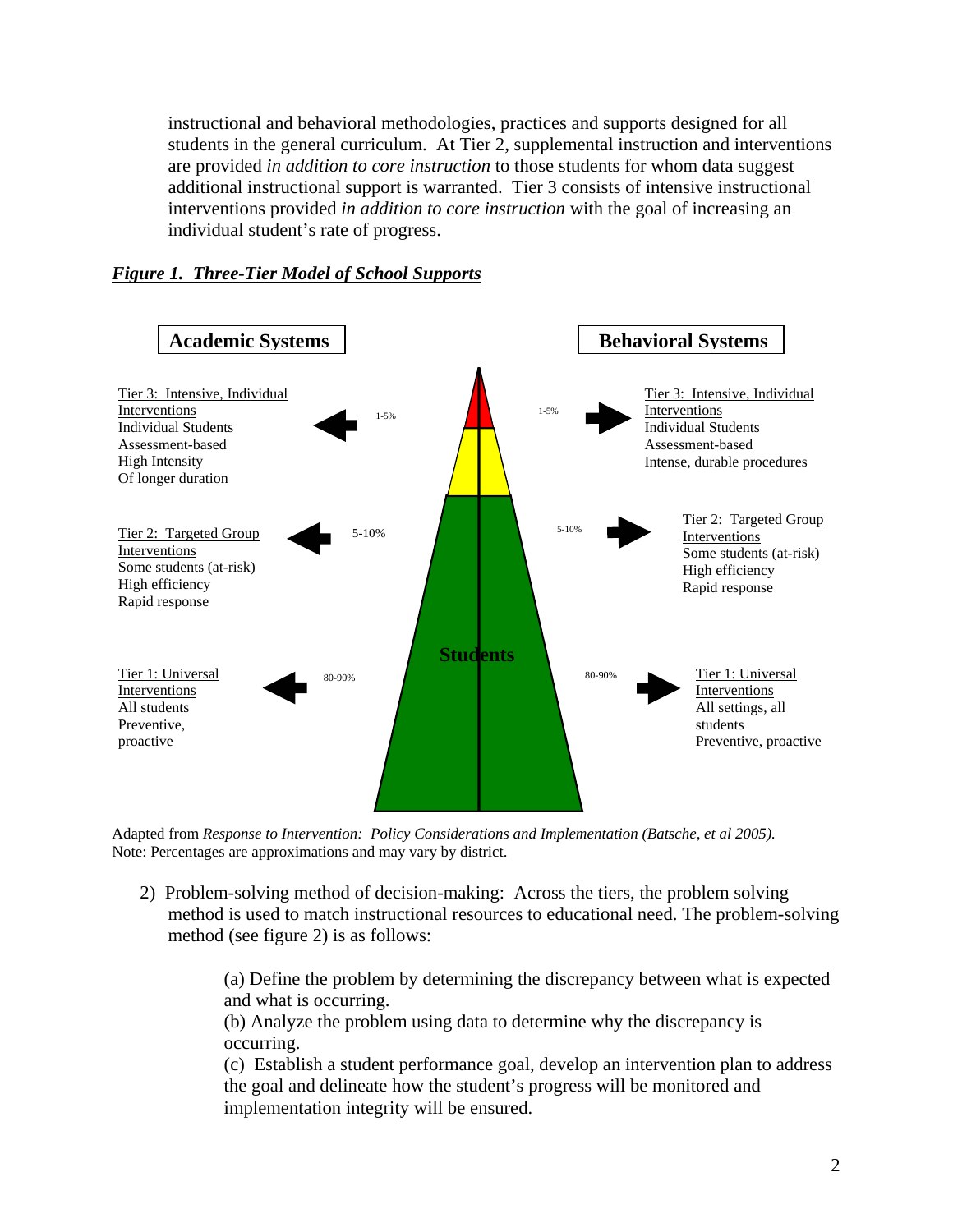instructional and behavioral methodologies, practices and supports designed for all students in the general curriculum. At Tier 2, supplemental instruction and interventions are provided *in addition to core instruction* to those students for whom data suggest additional instructional support is warranted. Tier 3 consists of intensive instructional interventions provided *in addition to core instruction* with the goal of increasing an individual student's rate of progress.

***Figure 1. Three-Tier Model of School Supports***

**Academic Systems**

Tier 3: Intensive, Individual Interventions
Individual Students
Assessment-based
High Intensity
Of longer duration

1-5%

Tier 2: Targeted Group Interventions
Some students (at-risk)
High efficiency
Rapid response

5-10%

Tier 1: Universal Interventions
All students
Preventive, proactive

80-90%

**Students**

**Behavioral Systems**

1-5%

Tier 3: Intensive, Individual Interventions
Individual Students
Assessment-based
Intense, durable procedures

5-10%

Tier 2: Targeted Group Interventions
Some students (at-risk)
High efficiency
Rapid response

80-90%

Tier 1: Universal Interventions
All settings, all students
Preventive, proactive

Adapted from *Response to Intervention: Policy Considerations and Implementation (Batsche, et al 2005).*
Note: Percentages are approximations and may vary by district.

2) Problem-solving method of decision-making: Across the tiers, the problem solving method is used to match instructional resources to educational need. The problem-solving method (see figure 2) is as follows:

(a) Define the problem by determining the discrepancy between what is expected and what is occurring.
(b) Analyze the problem using data to determine why the discrepancy is occurring.
(c) Establish a student performance goal, develop an intervention plan to address the goal and delineate how the student's progress will be monitored and implementation integrity will be ensured.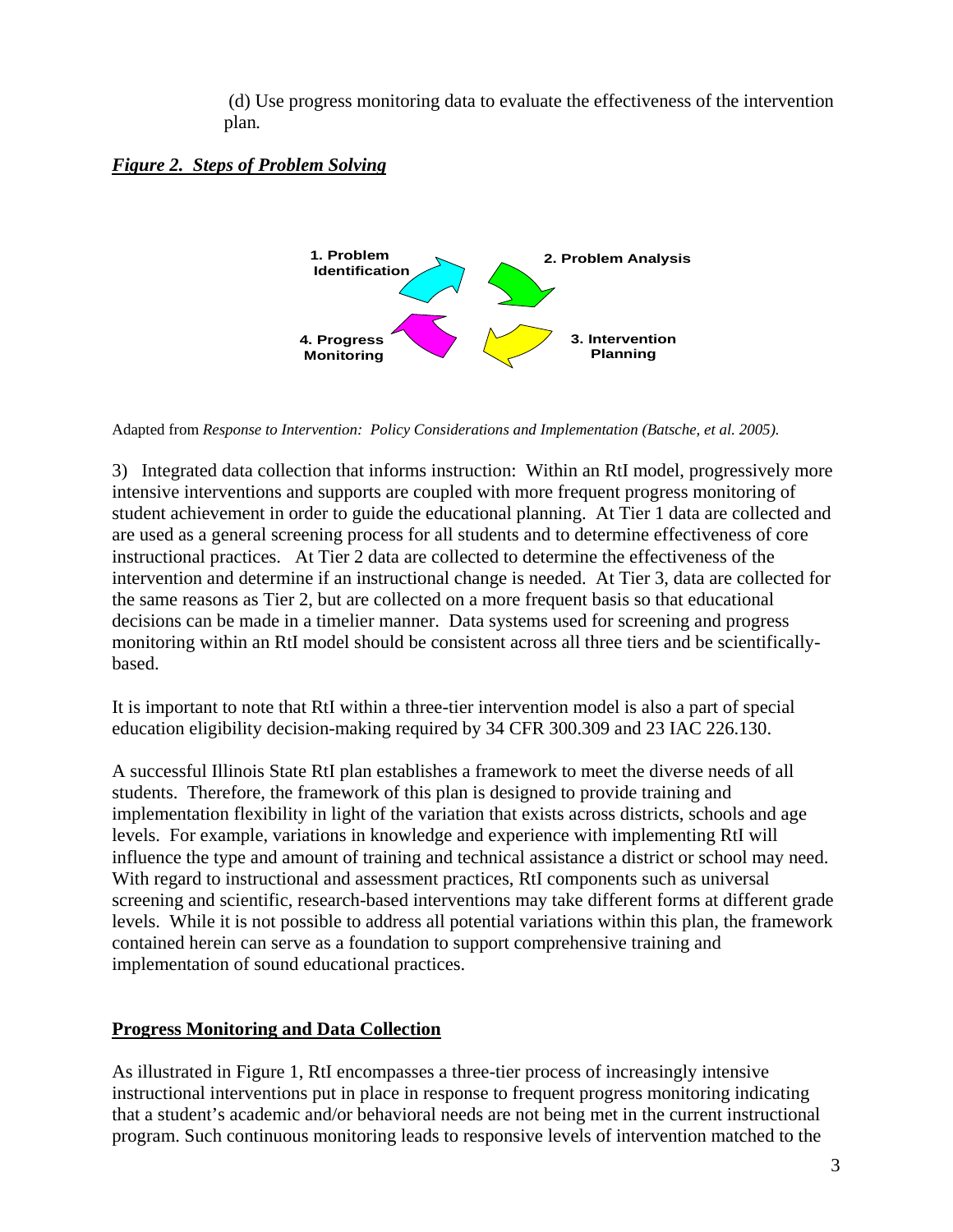(d) Use progress monitoring data to evaluate the effectiveness of the intervention plan.

***Figure 2. Steps of Problem Solving***

1. Problem Identification
2. Problem Analysis
3. Intervention Planning
4. Progress Monitoring

Adapted from *Response to Intervention: Policy Considerations and Implementation (Batsche, et al. 2005).*

3) Integrated data collection that informs instruction: Within an RtI model, progressively more intensive interventions and supports are coupled with more frequent progress monitoring of student achievement in order to guide the educational planning. At Tier 1 data are collected and are used as a general screening process for all students and to determine effectiveness of core instructional practices. At Tier 2 data are collected to determine the effectiveness of the intervention and determine if an instructional change is needed. At Tier 3, data are collected for the same reasons as Tier 2, but are collected on a more frequent basis so that educational decisions can be made in a timelier manner. Data systems used for screening and progress monitoring within an RtI model should be consistent across all three tiers and be scientifically-based.

It is important to note that RtI within a three-tier intervention model is also a part of special education eligibility decision-making required by 34 CFR 300.309 and 23 IAC 226.130.

A successful Illinois State RtI plan establishes a framework to meet the diverse needs of all students. Therefore, the framework of this plan is designed to provide training and implementation flexibility in light of the variation that exists across districts, schools and age levels. For example, variations in knowledge and experience with implementing RtI will influence the type and amount of training and technical assistance a district or school may need. With regard to instructional and assessment practices, RtI components such as universal screening and scientific, research-based interventions may take different forms at different grade levels. While it is not possible to address all potential variations within this plan, the framework contained herein can serve as a foundation to support comprehensive training and implementation of sound educational practices.

## Progress Monitoring and Data Collection

As illustrated in Figure 1, RtI encompasses a three-tier process of increasingly intensive instructional interventions put in place in response to frequent progress monitoring indicating that a student's academic and/or behavioral needs are not being met in the current instructional program. Such continuous monitoring leads to responsive levels of intervention matched to the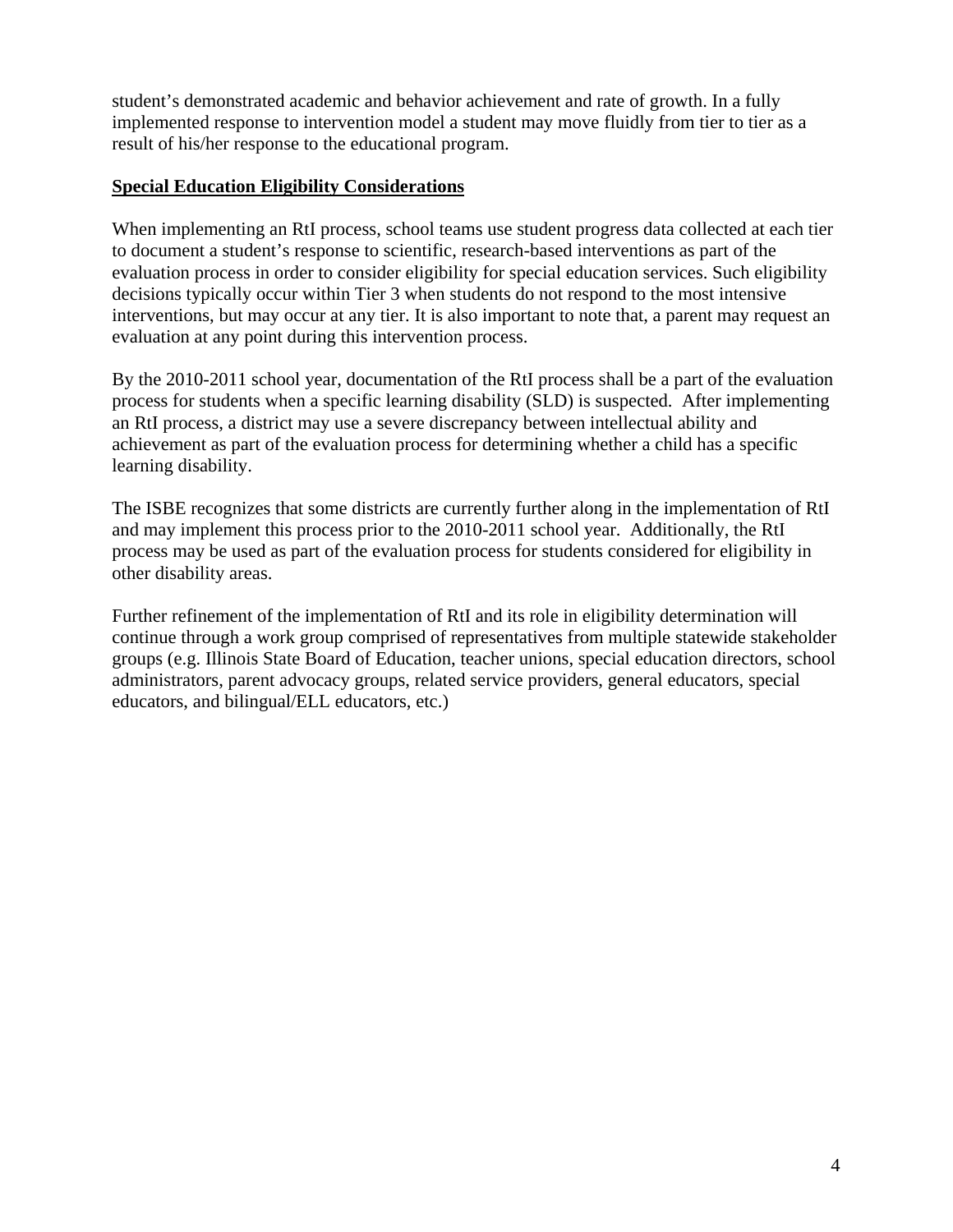student's demonstrated academic and behavior achievement and rate of growth. In a fully implemented response to intervention model a student may move fluidly from tier to tier as a result of his/her response to the educational program.

**Special Education Eligibility Considerations**

When implementing an RtI process, school teams use student progress data collected at each tier to document a student's response to scientific, research-based interventions as part of the evaluation process in order to consider eligibility for special education services. Such eligibility decisions typically occur within Tier 3 when students do not respond to the most intensive interventions, but may occur at any tier. It is also important to note that, a parent may request an evaluation at any point during this intervention process.

By the 2010-2011 school year, documentation of the RtI process shall be a part of the evaluation process for students when a specific learning disability (SLD) is suspected. After implementing an RtI process, a district may use a severe discrepancy between intellectual ability and achievement as part of the evaluation process for determining whether a child has a specific learning disability.

The ISBE recognizes that some districts are currently further along in the implementation of RtI and may implement this process prior to the 2010-2011 school year. Additionally, the RtI process may be used as part of the evaluation process for students considered for eligibility in other disability areas.

Further refinement of the implementation of RtI and its role in eligibility determination will continue through a work group comprised of representatives from multiple statewide stakeholder groups (e.g. Illinois State Board of Education, teacher unions, special education directors, school administrators, parent advocacy groups, related service providers, general educators, special educators, and bilingual/ELL educators, etc.)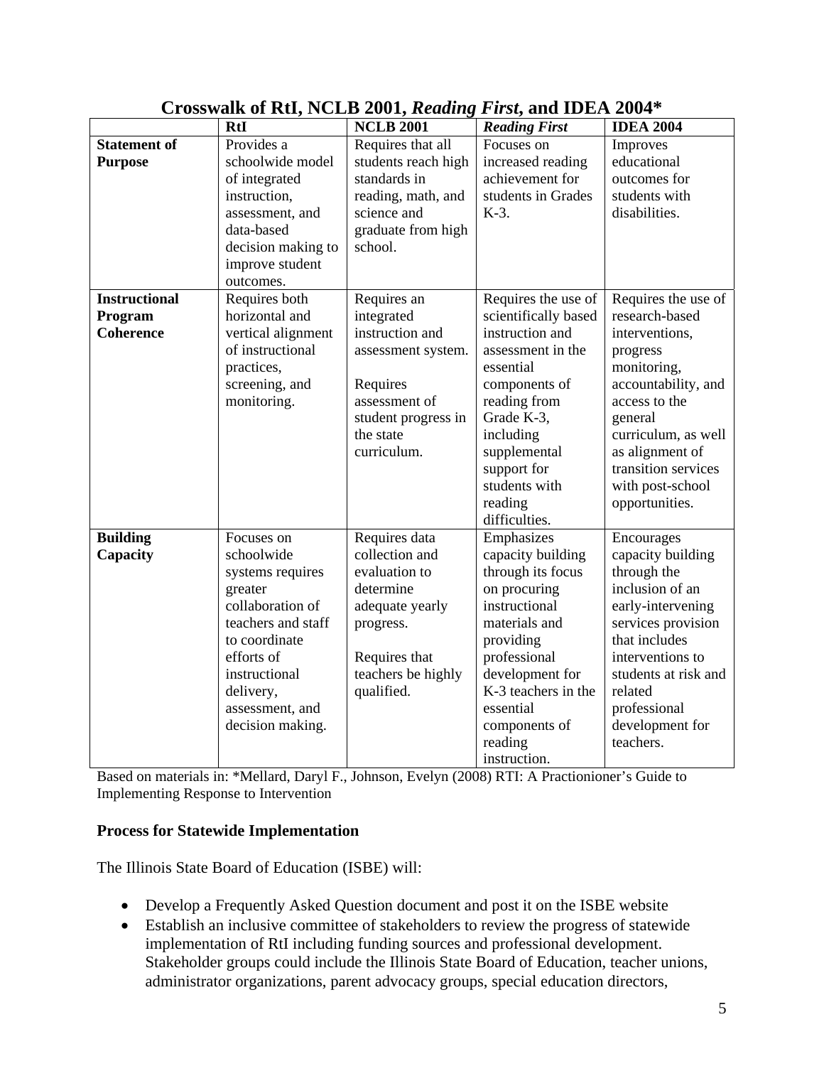## Crosswalk of RtI, NCLB 2001, *Reading First*, and IDEA 2004*

| | **RtI** | **NCLB 2001** | ***Reading First*** | **IDEA 2004** |
|---|---|---|---|---|
| **Statement of Purpose** | Provides a schoolwide model of integrated instruction, assessment, and data-based decision making to improve student outcomes. | Requires that all students reach high standards in reading, math, and science and graduate from high school. | Focuses on increased reading achievement for students in Grades K-3. | Improves educational outcomes for students with disabilities. |
| **Instructional Program Coherence** | Requires both horizontal and vertical alignment of instructional practices, screening, and monitoring. | Requires an integrated instruction and assessment system.<br><br>Requires assessment of student progress in the state curriculum. | Requires the use of scientifically based instruction and assessment in the essential components of reading from Grade K-3, including supplemental support for students with reading difficulties. | Requires the use of research-based interventions, progress monitoring, accountability, and access to the general curriculum, as well as alignment of transition services with post-school opportunities. |
| **Building Capacity** | Focuses on schoolwide systems requires greater collaboration of teachers and staff to coordinate efforts of instructional delivery, assessment, and decision making. | Requires data collection and evaluation to determine adequate yearly progress.<br><br>Requires that teachers be highly qualified. | Emphasizes capacity building through its focus on procuring instructional materials and providing professional development for K-3 teachers in the essential components of reading instruction. | Encourages capacity building through the inclusion of an early-intervening services provision that includes interventions to students at risk and related professional development for teachers. |

Based on materials in: *Mellard, Daryl F., Johnson, Evelyn (2008) RTI: A Practionioner's Guide to Implementing Response to Intervention

### Process for Statewide Implementation

The Illinois State Board of Education (ISBE) will:

- Develop a Frequently Asked Question document and post it on the ISBE website
- Establish an inclusive committee of stakeholders to review the progress of statewide implementation of RtI including funding sources and professional development. Stakeholder groups could include the Illinois State Board of Education, teacher unions, administrator organizations, parent advocacy groups, special education directors,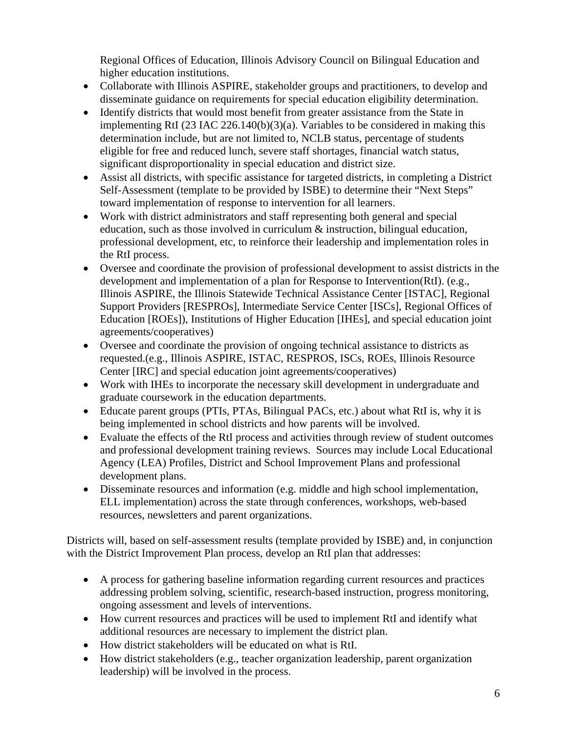Regional Offices of Education, Illinois Advisory Council on Bilingual Education and higher education institutions.

- Collaborate with Illinois ASPIRE, stakeholder groups and practitioners, to develop and disseminate guidance on requirements for special education eligibility determination.
- Identify districts that would most benefit from greater assistance from the State in implementing RtI (23 IAC 226.140(b)(3)(a). Variables to be considered in making this determination include, but are not limited to, NCLB status, percentage of students eligible for free and reduced lunch, severe staff shortages, financial watch status, significant disproportionality in special education and district size.
- Assist all districts, with specific assistance for targeted districts, in completing a District Self-Assessment (template to be provided by ISBE) to determine their "Next Steps" toward implementation of response to intervention for all learners.
- Work with district administrators and staff representing both general and special education, such as those involved in curriculum & instruction, bilingual education, professional development, etc, to reinforce their leadership and implementation roles in the RtI process.
- Oversee and coordinate the provision of professional development to assist districts in the development and implementation of a plan for Response to Intervention(RtI). (e.g., Illinois ASPIRE, the Illinois Statewide Technical Assistance Center [ISTAC], Regional Support Providers [RESPROs], Intermediate Service Center [ISCs], Regional Offices of Education [ROEs]), Institutions of Higher Education [IHEs], and special education joint agreements/cooperatives)
- Oversee and coordinate the provision of ongoing technical assistance to districts as requested.(e.g., Illinois ASPIRE, ISTAC, RESPROS, ISCs, ROEs, Illinois Resource Center [IRC] and special education joint agreements/cooperatives)
- Work with IHEs to incorporate the necessary skill development in undergraduate and graduate coursework in the education departments.
- Educate parent groups (PTIs, PTAs, Bilingual PACs, etc.) about what RtI is, why it is being implemented in school districts and how parents will be involved.
- Evaluate the effects of the RtI process and activities through review of student outcomes and professional development training reviews. Sources may include Local Educational Agency (LEA) Profiles, District and School Improvement Plans and professional development plans.
- Disseminate resources and information (e.g. middle and high school implementation, ELL implementation) across the state through conferences, workshops, web-based resources, newsletters and parent organizations.

Districts will, based on self-assessment results (template provided by ISBE) and, in conjunction with the District Improvement Plan process, develop an RtI plan that addresses:

- A process for gathering baseline information regarding current resources and practices addressing problem solving, scientific, research-based instruction, progress monitoring, ongoing assessment and levels of interventions.
- How current resources and practices will be used to implement RtI and identify what additional resources are necessary to implement the district plan.
- How district stakeholders will be educated on what is RtI.
- How district stakeholders (e.g., teacher organization leadership, parent organization leadership) will be involved in the process.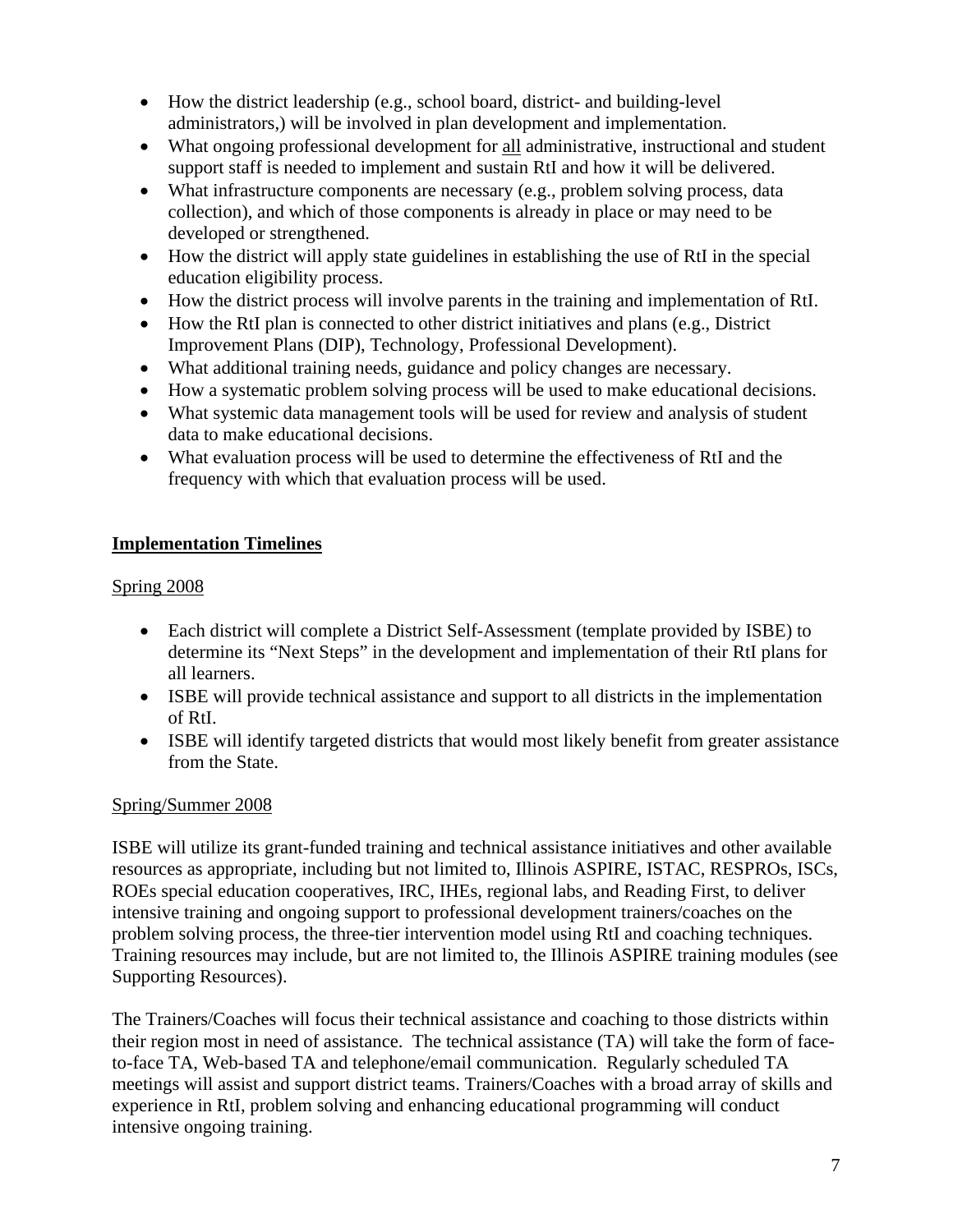- How the district leadership (e.g., school board, district- and building-level administrators,) will be involved in plan development and implementation.
- What ongoing professional development for <u>all</u> administrative, instructional and student support staff is needed to implement and sustain RtI and how it will be delivered.
- What infrastructure components are necessary (e.g., problem solving process, data collection), and which of those components is already in place or may need to be developed or strengthened.
- How the district will apply state guidelines in establishing the use of RtI in the special education eligibility process.
- How the district process will involve parents in the training and implementation of RtI.
- How the RtI plan is connected to other district initiatives and plans (e.g., District Improvement Plans (DIP), Technology, Professional Development).
- What additional training needs, guidance and policy changes are necessary.
- How a systematic problem solving process will be used to make educational decisions.
- What systemic data management tools will be used for review and analysis of student data to make educational decisions.
- What evaluation process will be used to determine the effectiveness of RtI and the frequency with which that evaluation process will be used.

## **<u>Implementation Timelines</u>**

<u>Spring 2008</u>

- Each district will complete a District Self-Assessment (template provided by ISBE) to determine its "Next Steps" in the development and implementation of their RtI plans for all learners.
- ISBE will provide technical assistance and support to all districts in the implementation of RtI.
- ISBE will identify targeted districts that would most likely benefit from greater assistance from the State.

<u>Spring/Summer 2008</u>

ISBE will utilize its grant-funded training and technical assistance initiatives and other available resources as appropriate, including but not limited to, Illinois ASPIRE, ISTAC, RESPROs, ISCs, ROEs special education cooperatives, IRC, IHEs, regional labs, and Reading First, to deliver intensive training and ongoing support to professional development trainers/coaches on the problem solving process, the three-tier intervention model using RtI and coaching techniques. Training resources may include, but are not limited to, the Illinois ASPIRE training modules (see Supporting Resources).

The Trainers/Coaches will focus their technical assistance and coaching to those districts within their region most in need of assistance. The technical assistance (TA) will take the form of face-to-face TA, Web-based TA and telephone/email communication. Regularly scheduled TA meetings will assist and support district teams. Trainers/Coaches with a broad array of skills and experience in RtI, problem solving and enhancing educational programming will conduct intensive ongoing training.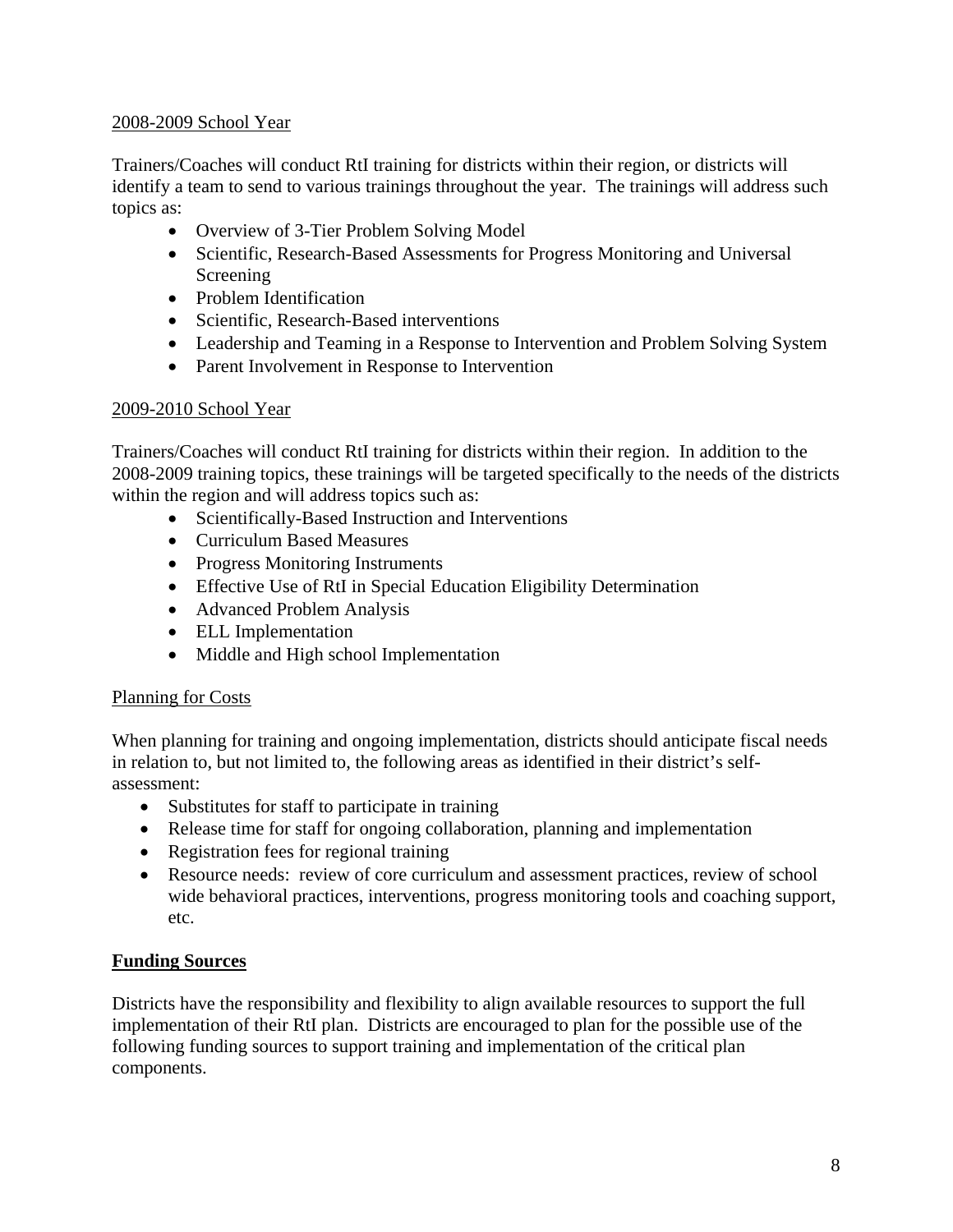### 2008-2009 School Year

Trainers/Coaches will conduct RtI training for districts within their region, or districts will identify a team to send to various trainings throughout the year. The trainings will address such topics as:

- Overview of 3-Tier Problem Solving Model
- Scientific, Research-Based Assessments for Progress Monitoring and Universal Screening
- Problem Identification
- Scientific, Research-Based interventions
- Leadership and Teaming in a Response to Intervention and Problem Solving System
- Parent Involvement in Response to Intervention

### 2009-2010 School Year

Trainers/Coaches will conduct RtI training for districts within their region. In addition to the 2008-2009 training topics, these trainings will be targeted specifically to the needs of the districts within the region and will address topics such as:

- Scientifically-Based Instruction and Interventions
- Curriculum Based Measures
- Progress Monitoring Instruments
- Effective Use of RtI in Special Education Eligibility Determination
- Advanced Problem Analysis
- ELL Implementation
- Middle and High school Implementation

### Planning for Costs

When planning for training and ongoing implementation, districts should anticipate fiscal needs in relation to, but not limited to, the following areas as identified in their district's self-assessment:

- Substitutes for staff to participate in training
- Release time for staff for ongoing collaboration, planning and implementation
- Registration fees for regional training
- Resource needs: review of core curriculum and assessment practices, review of school wide behavioral practices, interventions, progress monitoring tools and coaching support, etc.

## Funding Sources

Districts have the responsibility and flexibility to align available resources to support the full implementation of their RtI plan. Districts are encouraged to plan for the possible use of the following funding sources to support training and implementation of the critical plan components.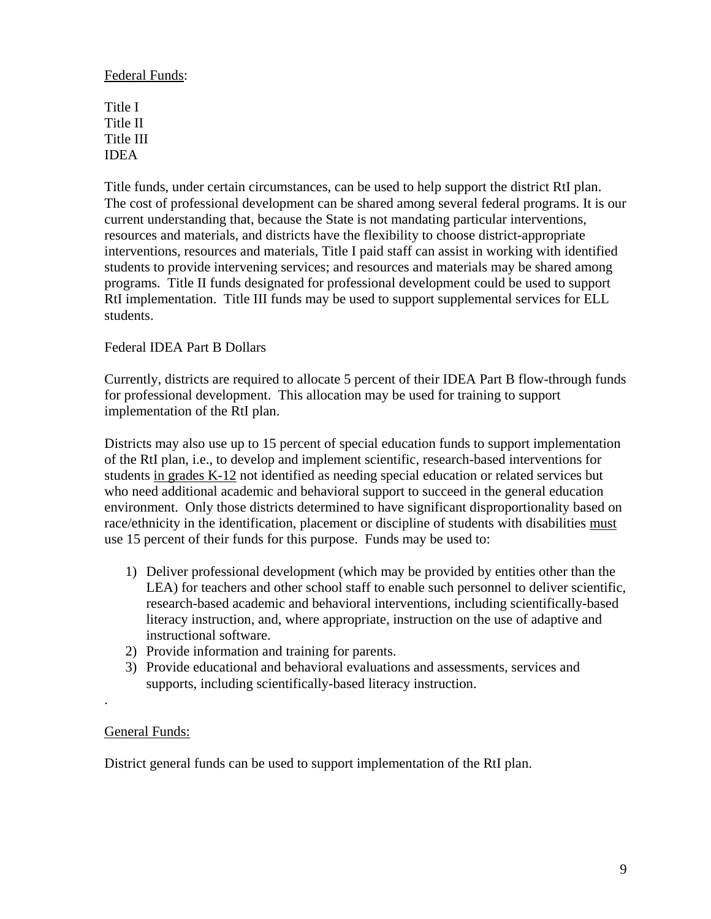Federal Funds:

Title I
Title II
Title III
IDEA

Title funds, under certain circumstances, can be used to help support the district RtI plan. The cost of professional development can be shared among several federal programs. It is our current understanding that, because the State is not mandating particular interventions, resources and materials, and districts have the flexibility to choose district-appropriate interventions, resources and materials, Title I paid staff can assist in working with identified students to provide intervening services; and resources and materials may be shared among programs. Title II funds designated for professional development could be used to support RtI implementation. Title III funds may be used to support supplemental services for ELL students.

Federal IDEA Part B Dollars

Currently, districts are required to allocate 5 percent of their IDEA Part B flow-through funds for professional development. This allocation may be used for training to support implementation of the RtI plan.

Districts may also use up to 15 percent of special education funds to support implementation of the RtI plan, i.e., to develop and implement scientific, research-based interventions for students in grades K-12 not identified as needing special education or related services but who need additional academic and behavioral support to succeed in the general education environment. Only those districts determined to have significant disproportionality based on race/ethnicity in the identification, placement or discipline of students with disabilities must use 15 percent of their funds for this purpose. Funds may be used to:

1) Deliver professional development (which may be provided by entities other than the LEA) for teachers and other school staff to enable such personnel to deliver scientific, research-based academic and behavioral interventions, including scientifically-based literacy instruction, and, where appropriate, instruction on the use of adaptive and instructional software.
2) Provide information and training for parents.
3) Provide educational and behavioral evaluations and assessments, services and supports, including scientifically-based literacy instruction.

General Funds:

District general funds can be used to support implementation of the RtI plan.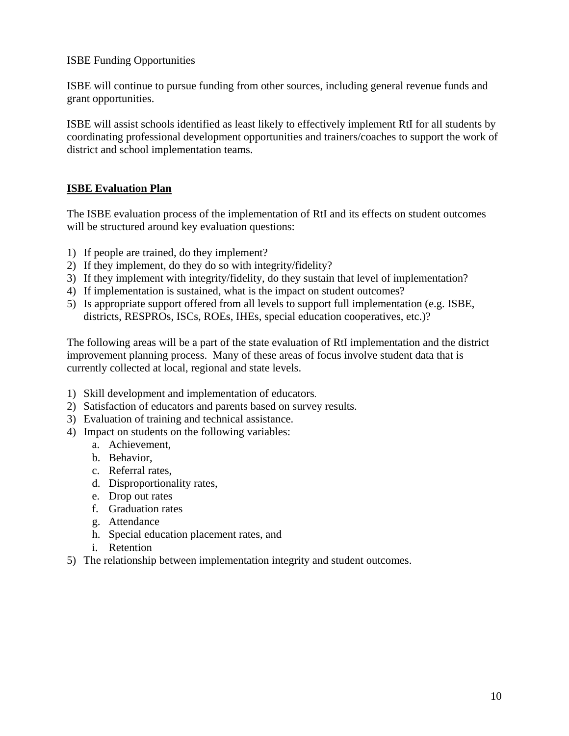ISBE Funding Opportunities

ISBE will continue to pursue funding from other sources, including general revenue funds and grant opportunities.

ISBE will assist schools identified as least likely to effectively implement RtI for all students by coordinating professional development opportunities and trainers/coaches to support the work of district and school implementation teams.

## ISBE Evaluation Plan

The ISBE evaluation process of the implementation of RtI and its effects on student outcomes will be structured around key evaluation questions:

1) If people are trained, do they implement?
2) If they implement, do they do so with integrity/fidelity?
3) If they implement with integrity/fidelity, do they sustain that level of implementation?
4) If implementation is sustained, what is the impact on student outcomes?
5) Is appropriate support offered from all levels to support full implementation (e.g. ISBE, districts, RESPROs, ISCs, ROEs, IHEs, special education cooperatives, etc.)?

The following areas will be a part of the state evaluation of RtI implementation and the district improvement planning process. Many of these areas of focus involve student data that is currently collected at local, regional and state levels.

1) Skill development and implementation of educators.
2) Satisfaction of educators and parents based on survey results.
3) Evaluation of training and technical assistance.
4) Impact on students on the following variables:
    a. Achievement,
    b. Behavior,
    c. Referral rates,
    d. Disproportionality rates,
    e. Drop out rates
    f. Graduation rates
    g. Attendance
    h. Special education placement rates, and
    i. Retention
5) The relationship between implementation integrity and student outcomes.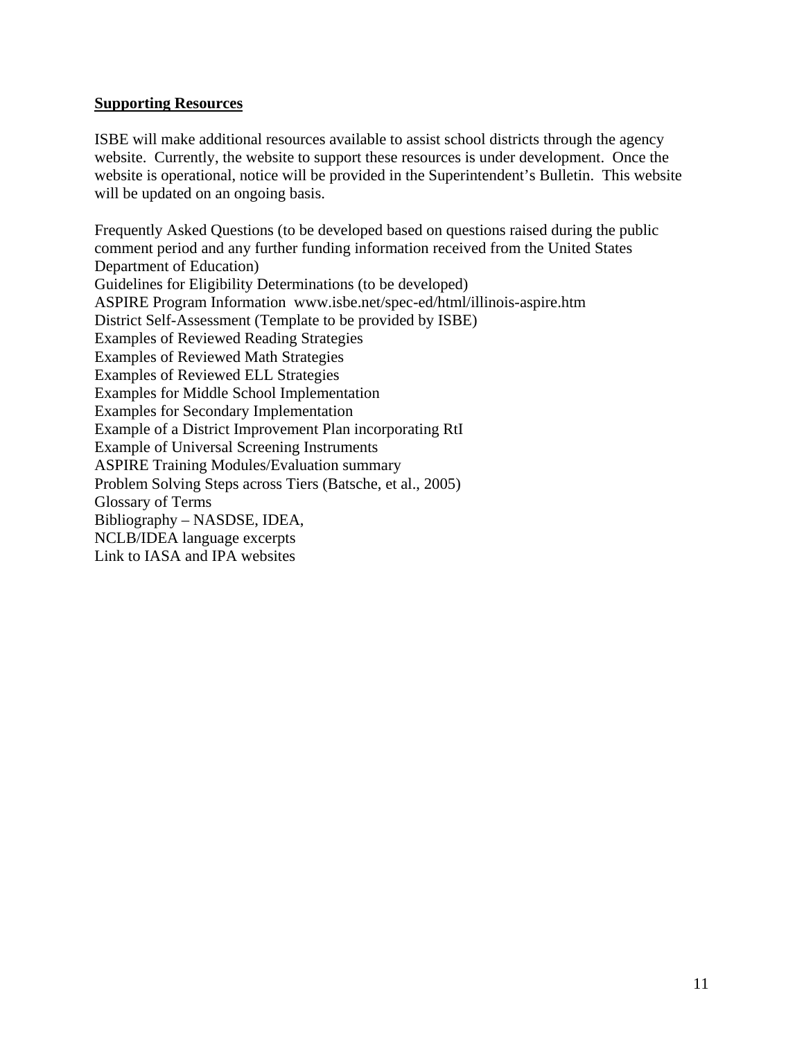**Supporting Resources**

ISBE will make additional resources available to assist school districts through the agency website. Currently, the website to support these resources is under development. Once the website is operational, notice will be provided in the Superintendent's Bulletin. This website will be updated on an ongoing basis.

Frequently Asked Questions (to be developed based on questions raised during the public comment period and any further funding information received from the United States Department of Education)
Guidelines for Eligibility Determinations (to be developed)
ASPIRE Program Information www.isbe.net/spec-ed/html/illinois-aspire.htm
District Self-Assessment (Template to be provided by ISBE)
Examples of Reviewed Reading Strategies
Examples of Reviewed Math Strategies
Examples of Reviewed ELL Strategies
Examples for Middle School Implementation
Examples for Secondary Implementation
Example of a District Improvement Plan incorporating RtI
Example of Universal Screening Instruments
ASPIRE Training Modules/Evaluation summary
Problem Solving Steps across Tiers (Batsche, et al., 2005)
Glossary of Terms
Bibliography – NASDSE, IDEA,
NCLB/IDEA language excerpts
Link to IASA and IPA websites